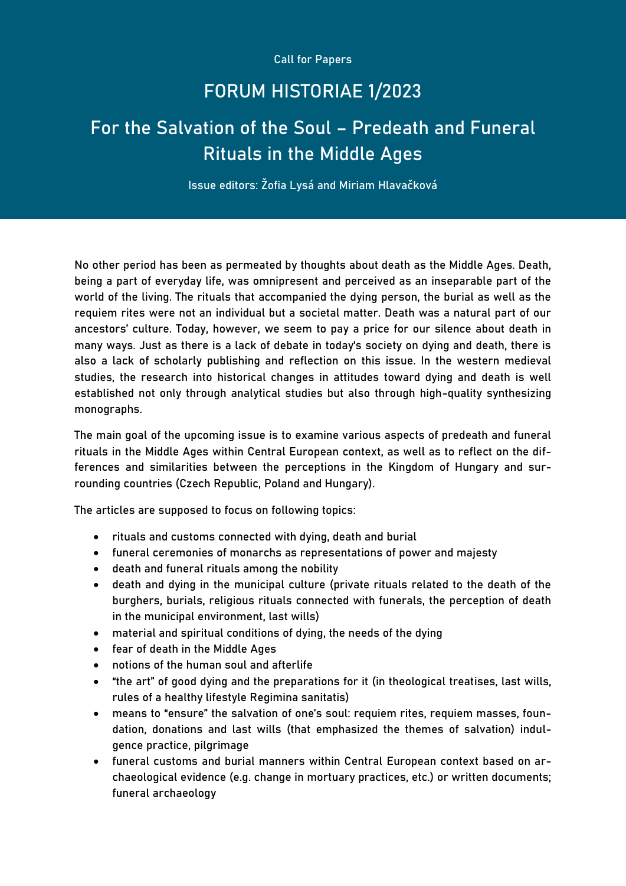Call for Papers

# FORUM HISTORIAE 1/2023

# For the Salvation of the Soul – Predeath and Funeral Rituals in the Middle Ages

Issue editors: Žofia Lysá and Miriam Hlavačková

No other period has been as permeated by thoughts about death as the Middle Ages. Death, being a part of everyday life, was omnipresent and perceived as an inseparable part of the world of the living. The rituals that accompanied the dying person, the burial as well as the requiem rites were not an individual but a societal matter. Death was a natural part of our ancestors' culture. Today, however, we seem to pay a price for our silence about death in many ways. Just as there is a lack of debate in today's society on dying and death, there is also a lack of scholarly publishing and reflection on this issue. In the western medieval studies, the research into historical changes in attitudes toward dying and death is well established not only through analytical studies but also through high-quality synthesizing monographs.

The main goal of the upcoming issue is to examine various aspects of predeath and funeral rituals in the Middle Ages within Central European context, as well as to reflect on the differences and similarities between the perceptions in the Kingdom of Hungary and surrounding countries (Czech Republic, Poland and Hungary).

The articles are supposed to focus on following topics:

- rituals and customs connected with dying, death and burial
- funeral ceremonies of monarchs as representations of power and majesty
- death and funeral rituals among the nobility
- death and dying in the municipal culture (private rituals related to the death of the burghers, burials, religious rituals connected with funerals, the perception of death in the municipal environment, last wills)
- material and spiritual conditions of dying, the needs of the dying
- fear of death in the Middle Ages
- notions of the human soul and afterlife
- "the art" of good dying and the preparations for it (in theological treatises, last wills, rules of a healthy lifestyle Regimina sanitatis)
- means to "ensure" the salvation of one's soul: requiem rites, requiem masses, foundation, donations and last wills (that emphasized the themes of salvation) indulgence practice, pilgrimage
- funeral customs and burial manners within Central European context based on archaeological evidence (e.g. change in mortuary practices, etc.) or written documents; funeral archaeology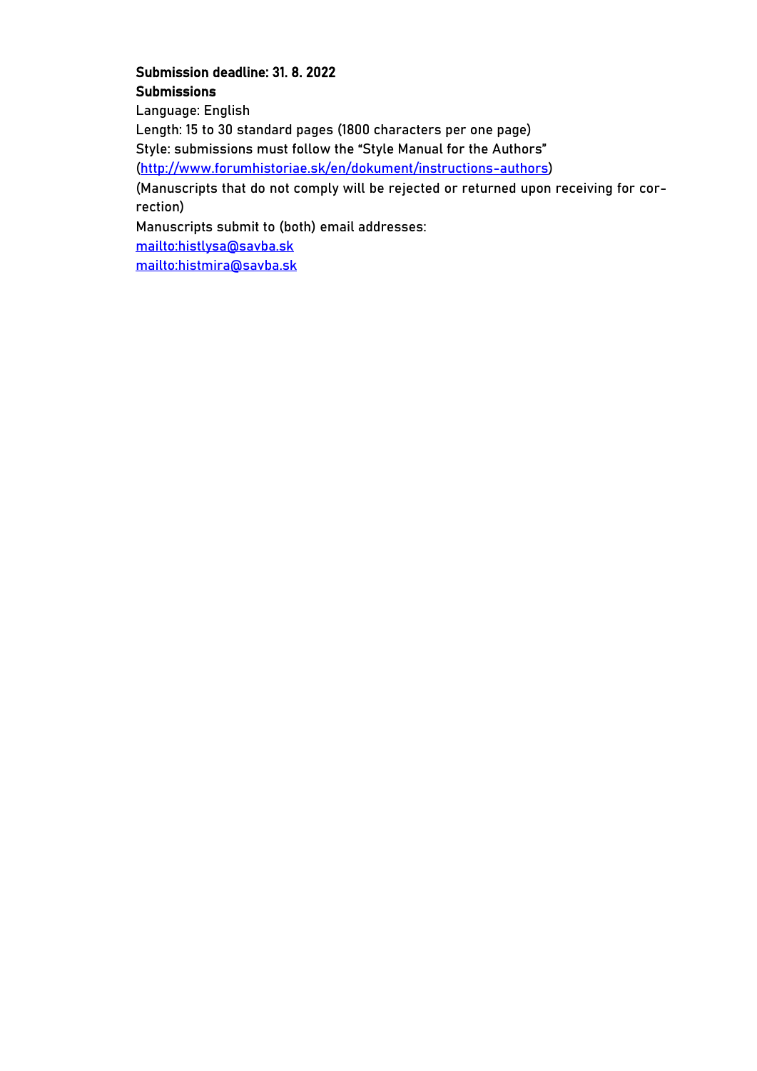**Submission deadline: 31. 8. 2022**

**Submissions**

Language: English

Length: 15 to 30 standard pages (1800 characters per one page)

Style: submissions must follow the "Style Manual for the Authors" (http://www.forumhistoriae.sk/en/dokument/instructions-authors)

(Manuscripts that do not comply will be rejected or returned upon receiving for correction)

Manuscripts submit to (both) email addresses:

mailto:histlysa@savba.sk

mailto:histmira@savba.sk